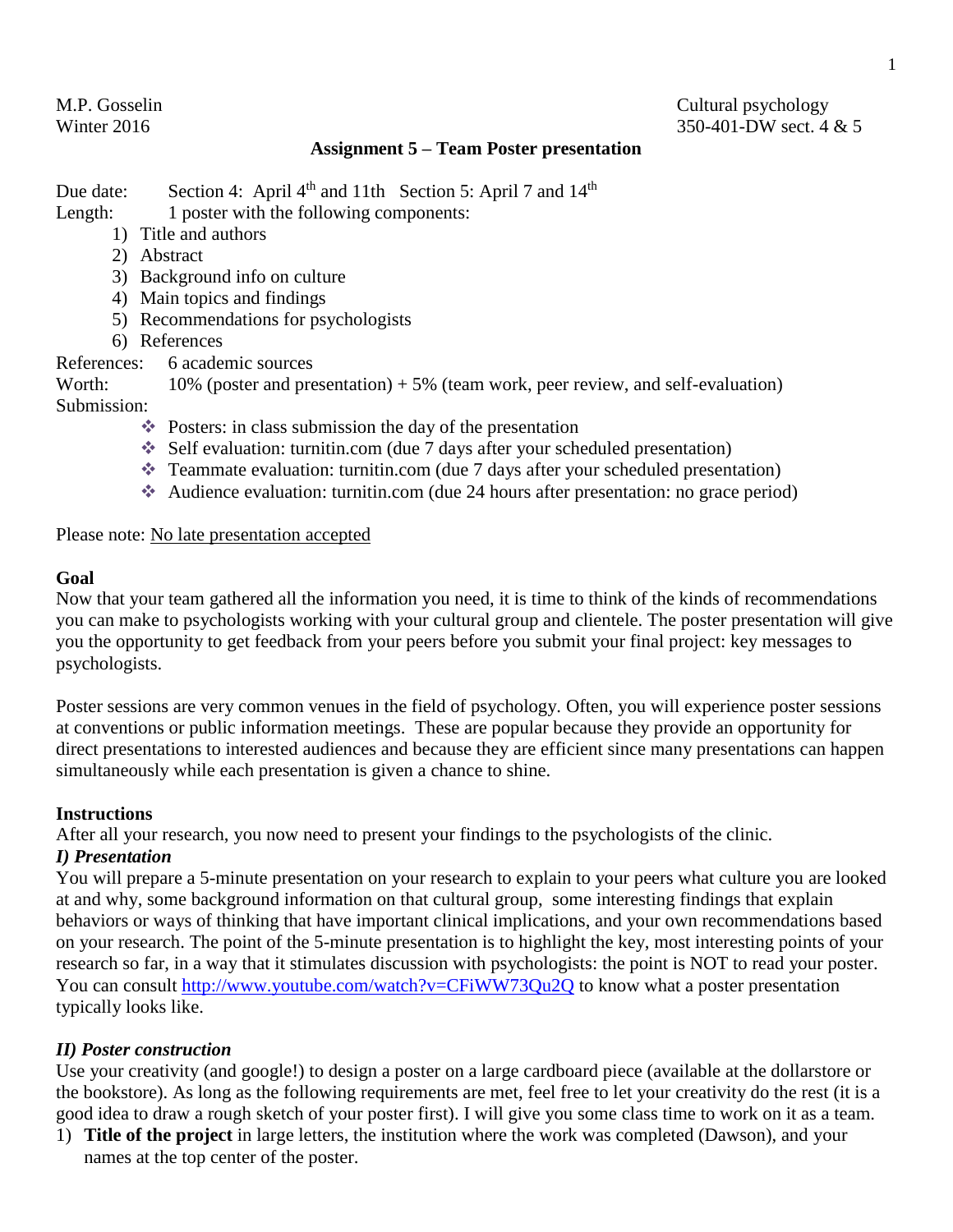M.P. Gosselin
Winter 2016

Cultural psychology
350-401-DW sect. 4 & 5

## Assignment 5 – Team Poster presentation

Due date: Section 4: April 4th and 11th Section 5: April 7 and 14th

Length: 1 poster with the following components:

1) Title and authors
2) Abstract
3) Background info on culture
4) Main topics and findings
5) Recommendations for psychologists
6) References

References: 6 academic sources

Worth: 10% (poster and presentation) + 5% (team work, peer review, and self-evaluation)

Submission:

- Posters: in class submission the day of the presentation
- Self evaluation: turnitin.com (due 7 days after your scheduled presentation)
- Teammate evaluation: turnitin.com (due 7 days after your scheduled presentation)
- Audience evaluation: turnitin.com (due 24 hours after presentation: no grace period)

Please note: No late presentation accepted

**Goal**

Now that your team gathered all the information you need, it is time to think of the kinds of recommendations you can make to psychologists working with your cultural group and clientele. The poster presentation will give you the opportunity to get feedback from your peers before you submit your final project: key messages to psychologists.

Poster sessions are very common venues in the field of psychology. Often, you will experience poster sessions at conventions or public information meetings. These are popular because they provide an opportunity for direct presentations to interested audiences and because they are efficient since many presentations can happen simultaneously while each presentation is given a chance to shine.

**Instructions**

After all your research, you now need to present your findings to the psychologists of the clinic.

***I) Presentation***

You will prepare a 5-minute presentation on your research to explain to your peers what culture you are looked at and why, some background information on that cultural group, some interesting findings that explain behaviors or ways of thinking that have important clinical implications, and your own recommendations based on your research. The point of the 5-minute presentation is to highlight the key, most interesting points of your research so far, in a way that it stimulates discussion with psychologists: the point is NOT to read your poster. You can consult http://www.youtube.com/watch?v=CFiWW73Qu2Q to know what a poster presentation typically looks like.

***II) Poster construction***

Use your creativity (and google!) to design a poster on a large cardboard piece (available at the dollarstore or the bookstore). As long as the following requirements are met, feel free to let your creativity do the rest (it is a good idea to draw a rough sketch of your poster first). I will give you some class time to work on it as a team.

1) **Title of the project** in large letters, the institution where the work was completed (Dawson), and your names at the top center of the poster.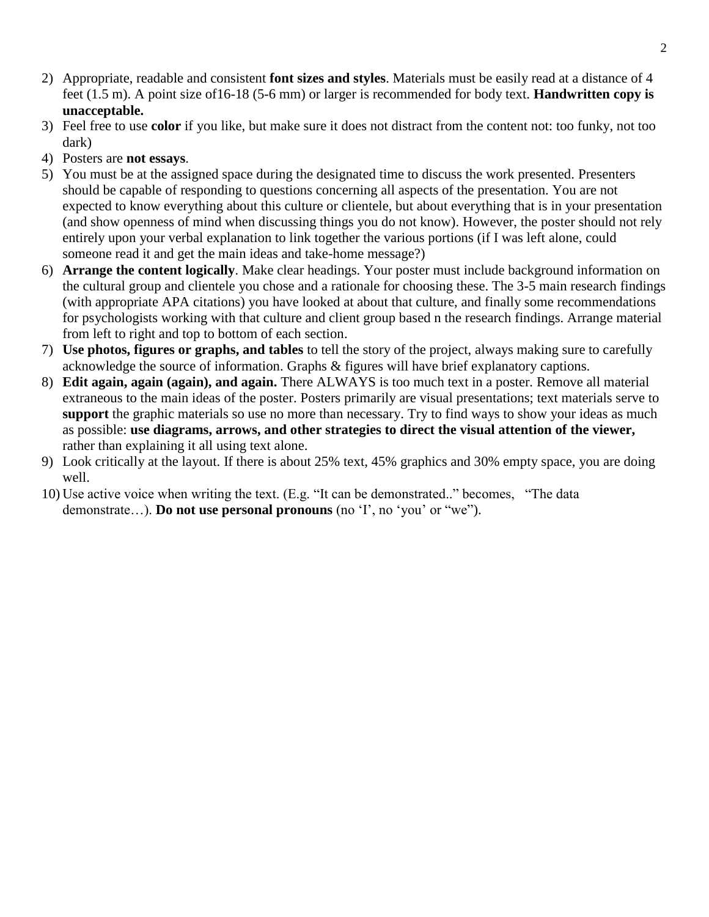2) Appropriate, readable and consistent **font sizes and styles**. Materials must be easily read at a distance of 4 feet (1.5 m). A point size of16-18 (5-6 mm) or larger is recommended for body text. **Handwritten copy is unacceptable.**
3) Feel free to use **color** if you like, but make sure it does not distract from the content not: too funky, not too dark)
4) Posters are **not essays**.
5) You must be at the assigned space during the designated time to discuss the work presented. Presenters should be capable of responding to questions concerning all aspects of the presentation. You are not expected to know everything about this culture or clientele, but about everything that is in your presentation (and show openness of mind when discussing things you do not know). However, the poster should not rely entirely upon your verbal explanation to link together the various portions (if I was left alone, could someone read it and get the main ideas and take-home message?)
6) **Arrange the content logically**. Make clear headings. Your poster must include background information on the cultural group and clientele you chose and a rationale for choosing these. The 3-5 main research findings (with appropriate APA citations) you have looked at about that culture, and finally some recommendations for psychologists working with that culture and client group based n the research findings. Arrange material from left to right and top to bottom of each section.
7) **Use photos, figures or graphs, and tables** to tell the story of the project, always making sure to carefully acknowledge the source of information. Graphs & figures will have brief explanatory captions.
8) **Edit again, again (again), and again.** There ALWAYS is too much text in a poster. Remove all material extraneous to the main ideas of the poster. Posters primarily are visual presentations; text materials serve to **support** the graphic materials so use no more than necessary. Try to find ways to show your ideas as much as possible: **use diagrams, arrows, and other strategies to direct the visual attention of the viewer,** rather than explaining it all using text alone.
9) Look critically at the layout. If there is about 25% text, 45% graphics and 30% empty space, you are doing well.
10) Use active voice when writing the text. (E.g. "It can be demonstrated.." becomes, "The data demonstrate…). **Do not use personal pronouns** (no 'I', no 'you' or "we").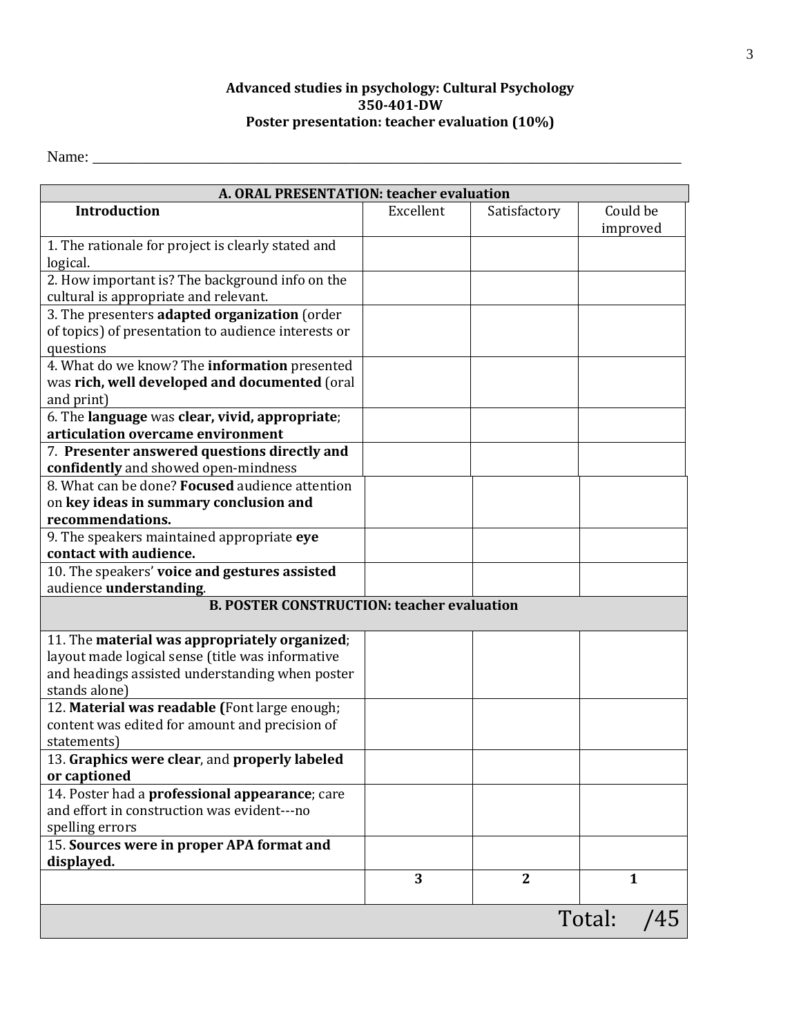**Advanced studies in psychology: Cultural Psychology**
**350-401-DW**
**Poster presentation: teacher evaluation (10%)**

Name: ____________________________________________________________________________

| **A. ORAL PRESENTATION: teacher evaluation** | | | |
|---|---|---|---|
| **Introduction** | Excellent | Satisfactory | Could be improved |
| 1. The rationale for project is clearly stated and logical. | | | |
| 2. How important is? The background info on the cultural is appropriate and relevant. | | | |
| 3. The presenters **adapted organization** (order of topics) of presentation to audience interests or questions | | | |
| 4. What do we know? The **information** presented was **rich, well developed and documented** (oral and print) | | | |
| 6. The **language** was **clear, vivid, appropriate**; **articulation overcame environment** | | | |
| 7. **Presenter answered questions directly and confidently** and showed open-mindness | | | |
| 8. What can be done? **Focused** audience attention on **key ideas in summary conclusion and recommendations.** | | | |
| 9. The speakers maintained appropriate **eye contact with audience.** | | | |
| 10. The speakers' **voice and gestures assisted** audience **understanding**. | | | |
| **B. POSTER CONSTRUCTION: teacher evaluation** | | | |
| 11. The **material was appropriately organized**; layout made logical sense (title was informative and headings assisted understanding when poster stands alone) | | | |
| 12. **Material was readable (**Font large enough; content was edited for amount and precision of statements) | | | |
| 13. **Graphics were clear**, and **properly labeled or captioned** | | | |
| 14. Poster had a **professional appearance**; care and effort in construction was evident---no spelling errors | | | |
| 15. **Sources were in proper APA format and displayed.** | | | |
| | **3** | **2** | **1** |
| | | | Total: /45 |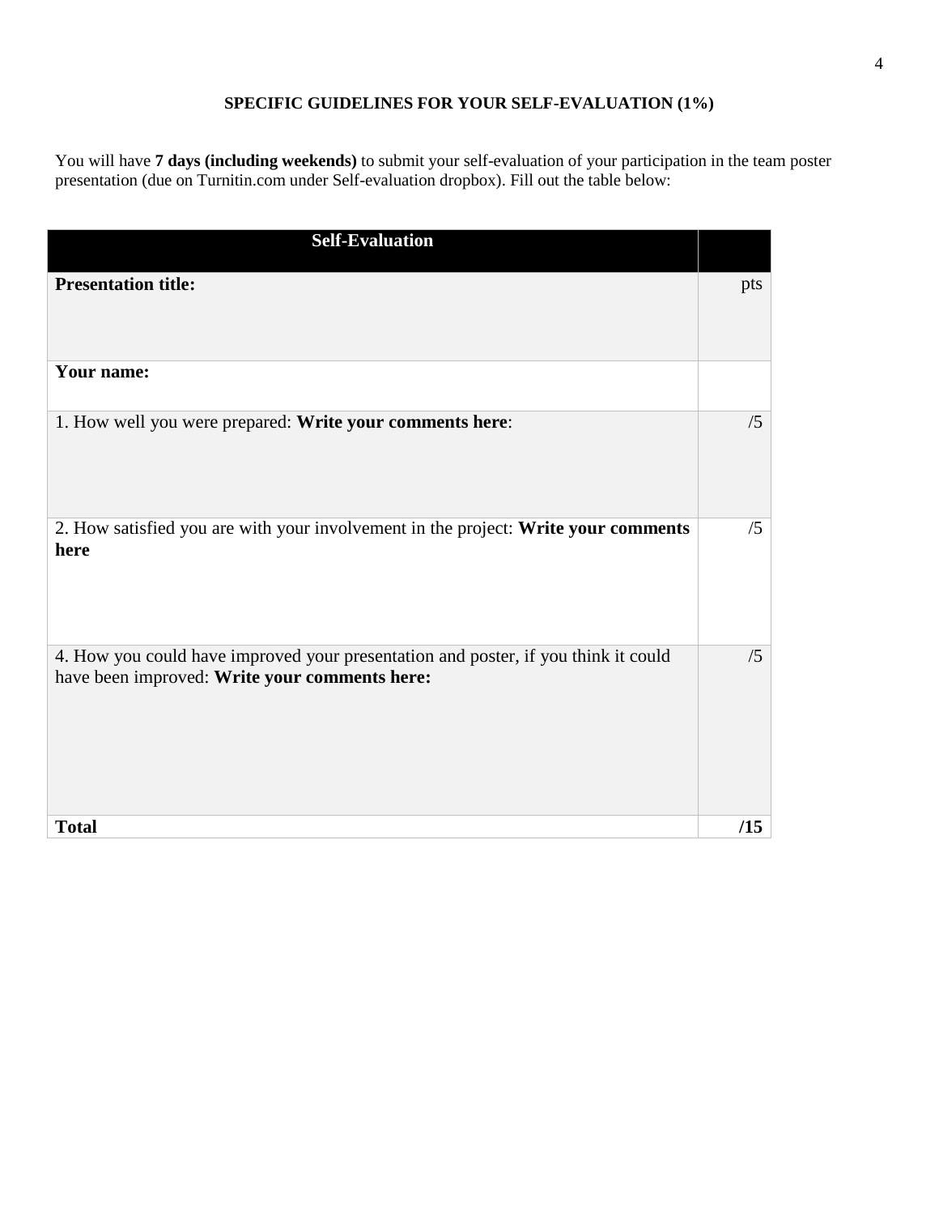**SPECIFIC GUIDELINES FOR YOUR SELF-EVALUATION (1%)**

You will have **7 days (including weekends)** to submit your self-evaluation of your participation in the team poster presentation (due on Turnitin.com under Self-evaluation dropbox). Fill out the table below:

| **Self-Evaluation** | |
|---|---|
| **Presentation title:** | pts |
| **Your name:** | |
| 1. How well you were prepared: **Write your comments here**: | /5 |
| 2. How satisfied you are with your involvement in the project: **Write your comments here** | /5 |
| 4. How you could have improved your presentation and poster, if you think it could have been improved: **Write your comments here:** | /5 |
| **Total** | **/15** |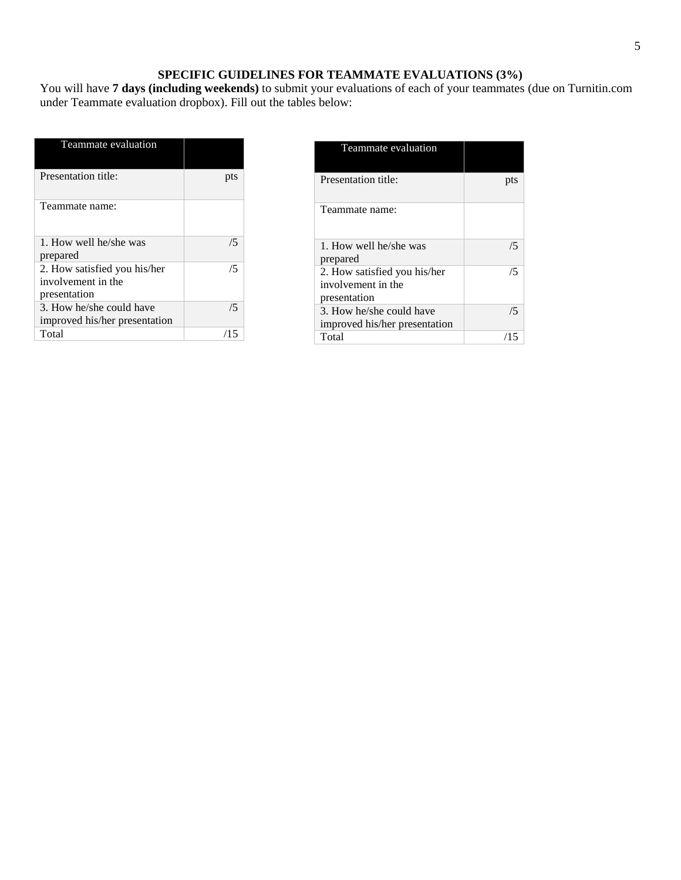### SPECIFIC GUIDELINES FOR TEAMMATE EVALUATIONS (3%)

You will have **7 days (including weekends)** to submit your evaluations of each of your teammates (due on Turnitin.com under Teammate evaluation dropbox). Fill out the tables below:

| Teammate evaluation | |
|---|---|
| Presentation title: | pts |
| Teammate name: | |
| 1. How well he/she was prepared | /5 |
| 2. How satisfied you his/her involvement in the presentation | /5 |
| 3. How he/she could have improved his/her presentation | /5 |
| Total | /15 |

| Teammate evaluation | |
|---|---|
| Presentation title: | pts |
| Teammate name: | |
| 1. How well he/she was prepared | /5 |
| 2. How satisfied you his/her involvement in the presentation | /5 |
| 3. How he/she could have improved his/her presentation | /5 |
| Total | /15 |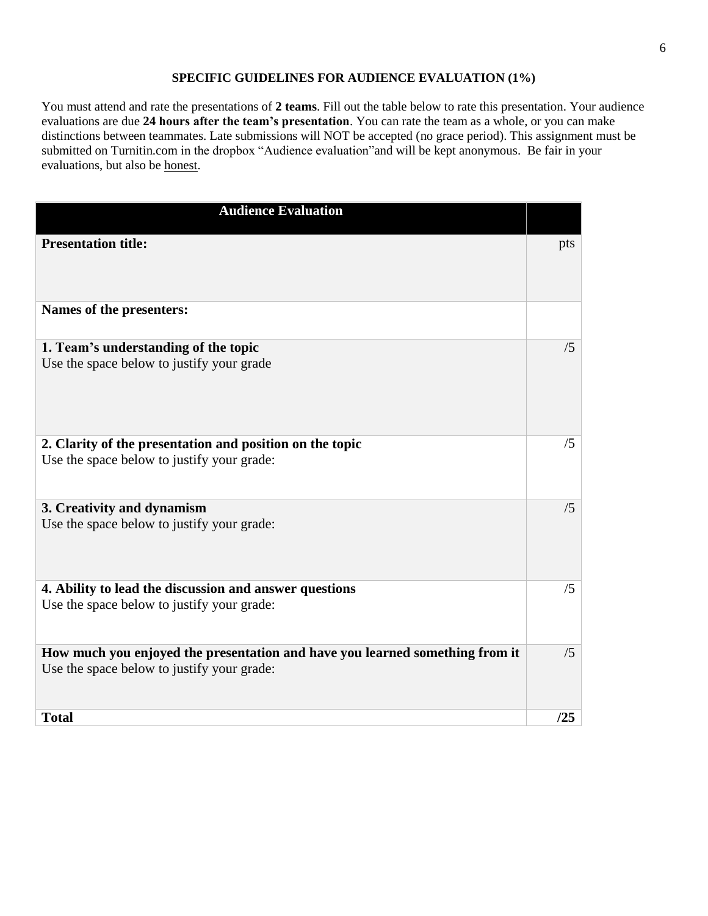**SPECIFIC GUIDELINES FOR AUDIENCE EVALUATION (1%)**

You must attend and rate the presentations of **2 teams**. Fill out the table below to rate this presentation. Your audience evaluations are due **24 hours after the team's presentation**. You can rate the team as a whole, or you can make distinctions between teammates. Late submissions will NOT be accepted (no grace period). This assignment must be submitted on Turnitin.com in the dropbox "Audience evaluation"and will be kept anonymous. Be fair in your evaluations, but also be honest.

| **Audience Evaluation** | |
|---|---|
| **Presentation title:** | pts |
| **Names of the presenters:** | |
| **1. Team's understanding of the topic**<br>Use the space below to justify your grade | /5 |
| **2. Clarity of the presentation and position on the topic**<br>Use the space below to justify your grade: | /5 |
| **3. Creativity and dynamism**<br>Use the space below to justify your grade: | /5 |
| **4. Ability to lead the discussion and answer questions**<br>Use the space below to justify your grade: | /5 |
| **How much you enjoyed the presentation and have you learned something from it**<br>Use the space below to justify your grade: | /5 |
| **Total** | **/25** |